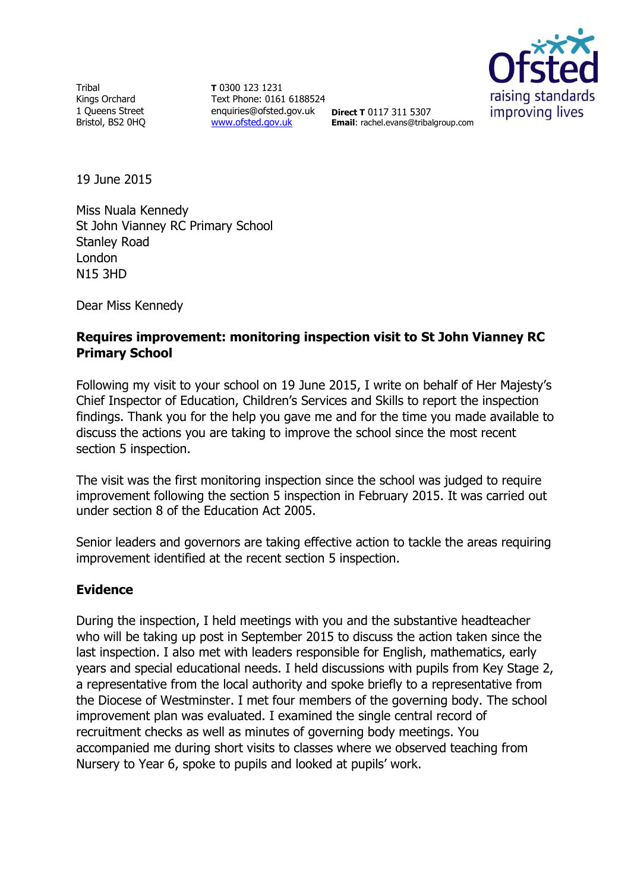Tribal
Kings Orchard
1 Queens Street
Bristol, BS2 0HQ

**T** 0300 123 1231
Text Phone: 0161 6188524
enquiries@ofsted.gov.uk
www.ofsted.gov.uk

**Direct T** 0117 311 5307
**Email**: rachel.evans@tribalgroup.com

Ofsted
raising standards
improving lives

19 June 2015

Miss Nuala Kennedy
St John Vianney RC Primary School
Stanley Road
London
N15 3HD

Dear Miss Kennedy

**Requires improvement: monitoring inspection visit to St John Vianney RC Primary School**

Following my visit to your school on 19 June 2015, I write on behalf of Her Majesty's Chief Inspector of Education, Children's Services and Skills to report the inspection findings. Thank you for the help you gave me and for the time you made available to discuss the actions you are taking to improve the school since the most recent section 5 inspection.

The visit was the first monitoring inspection since the school was judged to require improvement following the section 5 inspection in February 2015. It was carried out under section 8 of the Education Act 2005.

Senior leaders and governors are taking effective action to tackle the areas requiring improvement identified at the recent section 5 inspection.

**Evidence**

During the inspection, I held meetings with you and the substantive headteacher who will be taking up post in September 2015 to discuss the action taken since the last inspection. I also met with leaders responsible for English, mathematics, early years and special educational needs. I held discussions with pupils from Key Stage 2, a representative from the local authority and spoke briefly to a representative from the Diocese of Westminster. I met four members of the governing body. The school improvement plan was evaluated. I examined the single central record of recruitment checks as well as minutes of governing body meetings. You accompanied me during short visits to classes where we observed teaching from Nursery to Year 6, spoke to pupils and looked at pupils' work.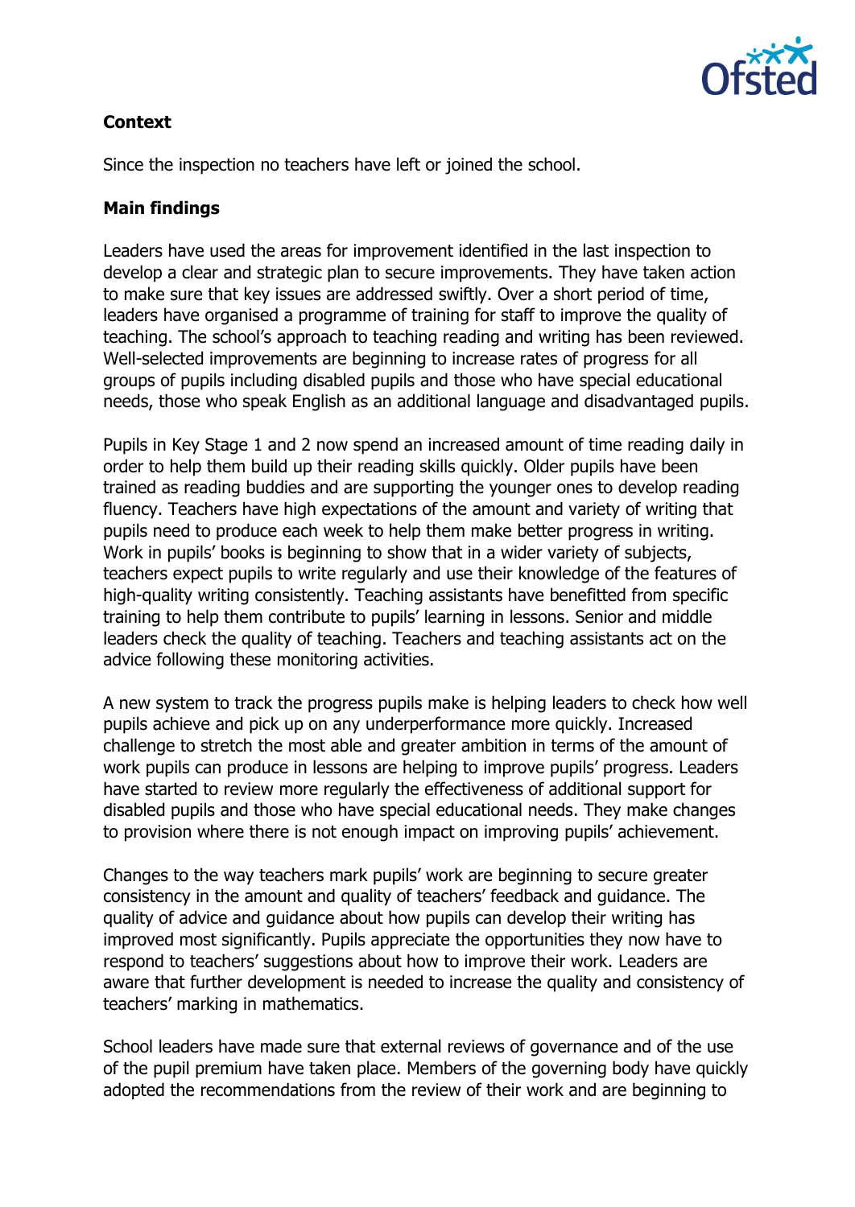**Context**

Since the inspection no teachers have left or joined the school.

**Main findings**

Leaders have used the areas for improvement identified in the last inspection to develop a clear and strategic plan to secure improvements. They have taken action to make sure that key issues are addressed swiftly. Over a short period of time, leaders have organised a programme of training for staff to improve the quality of teaching. The school's approach to teaching reading and writing has been reviewed. Well-selected improvements are beginning to increase rates of progress for all groups of pupils including disabled pupils and those who have special educational needs, those who speak English as an additional language and disadvantaged pupils.

Pupils in Key Stage 1 and 2 now spend an increased amount of time reading daily in order to help them build up their reading skills quickly. Older pupils have been trained as reading buddies and are supporting the younger ones to develop reading fluency. Teachers have high expectations of the amount and variety of writing that pupils need to produce each week to help them make better progress in writing. Work in pupils' books is beginning to show that in a wider variety of subjects, teachers expect pupils to write regularly and use their knowledge of the features of high-quality writing consistently. Teaching assistants have benefitted from specific training to help them contribute to pupils' learning in lessons. Senior and middle leaders check the quality of teaching. Teachers and teaching assistants act on the advice following these monitoring activities.

A new system to track the progress pupils make is helping leaders to check how well pupils achieve and pick up on any underperformance more quickly. Increased challenge to stretch the most able and greater ambition in terms of the amount of work pupils can produce in lessons are helping to improve pupils' progress. Leaders have started to review more regularly the effectiveness of additional support for disabled pupils and those who have special educational needs. They make changes to provision where there is not enough impact on improving pupils' achievement.

Changes to the way teachers mark pupils' work are beginning to secure greater consistency in the amount and quality of teachers' feedback and guidance. The quality of advice and guidance about how pupils can develop their writing has improved most significantly. Pupils appreciate the opportunities they now have to respond to teachers' suggestions about how to improve their work. Leaders are aware that further development is needed to increase the quality and consistency of teachers' marking in mathematics.

School leaders have made sure that external reviews of governance and of the use of the pupil premium have taken place. Members of the governing body have quickly adopted the recommendations from the review of their work and are beginning to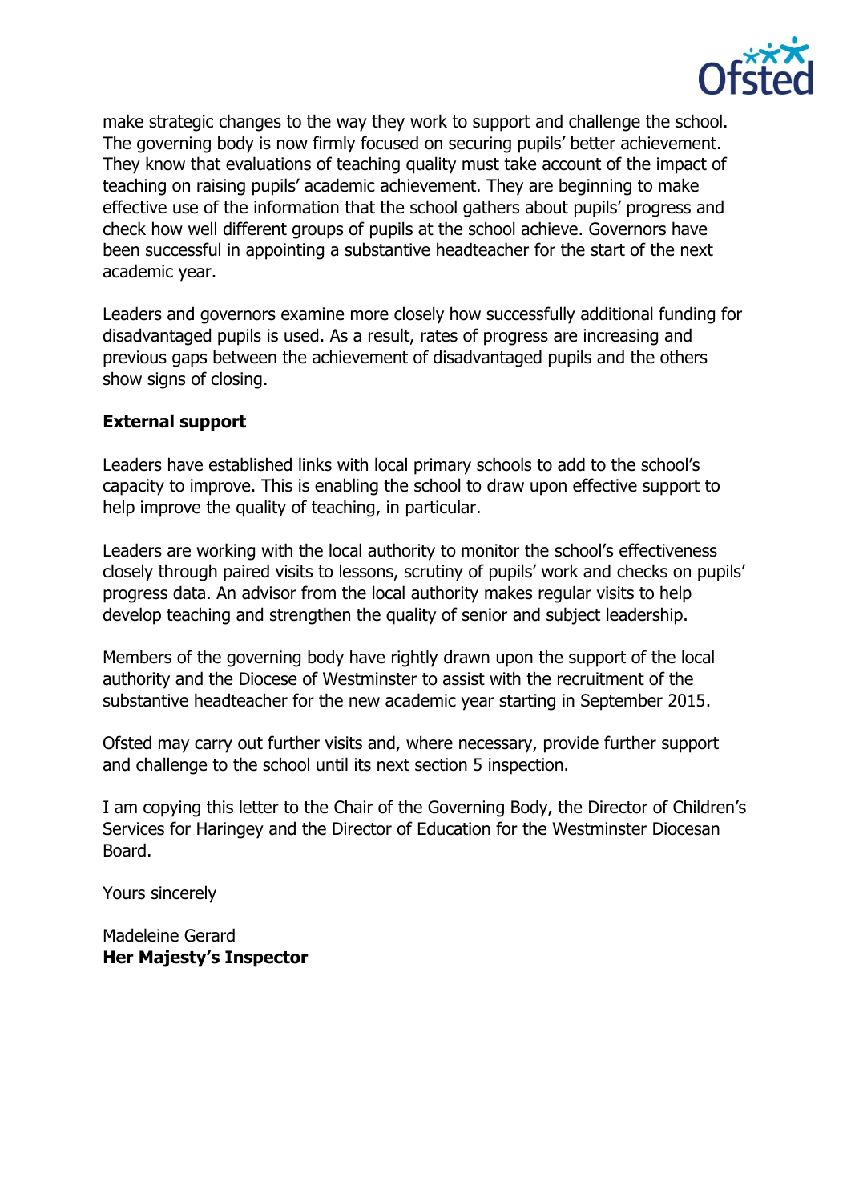make strategic changes to the way they work to support and challenge the school. The governing body is now firmly focused on securing pupils' better achievement. They know that evaluations of teaching quality must take account of the impact of teaching on raising pupils' academic achievement. They are beginning to make effective use of the information that the school gathers about pupils' progress and check how well different groups of pupils at the school achieve. Governors have been successful in appointing a substantive headteacher for the start of the next academic year.

Leaders and governors examine more closely how successfully additional funding for disadvantaged pupils is used. As a result, rates of progress are increasing and previous gaps between the achievement of disadvantaged pupils and the others show signs of closing.

**External support**

Leaders have established links with local primary schools to add to the school's capacity to improve. This is enabling the school to draw upon effective support to help improve the quality of teaching, in particular.

Leaders are working with the local authority to monitor the school's effectiveness closely through paired visits to lessons, scrutiny of pupils' work and checks on pupils' progress data. An advisor from the local authority makes regular visits to help develop teaching and strengthen the quality of senior and subject leadership.

Members of the governing body have rightly drawn upon the support of the local authority and the Diocese of Westminster to assist with the recruitment of the substantive headteacher for the new academic year starting in September 2015.

Ofsted may carry out further visits and, where necessary, provide further support and challenge to the school until its next section 5 inspection.

I am copying this letter to the Chair of the Governing Body, the Director of Children's Services for Haringey and the Director of Education for the Westminster Diocesan Board.

Yours sincerely

Madeleine Gerard
**Her Majesty's Inspector**